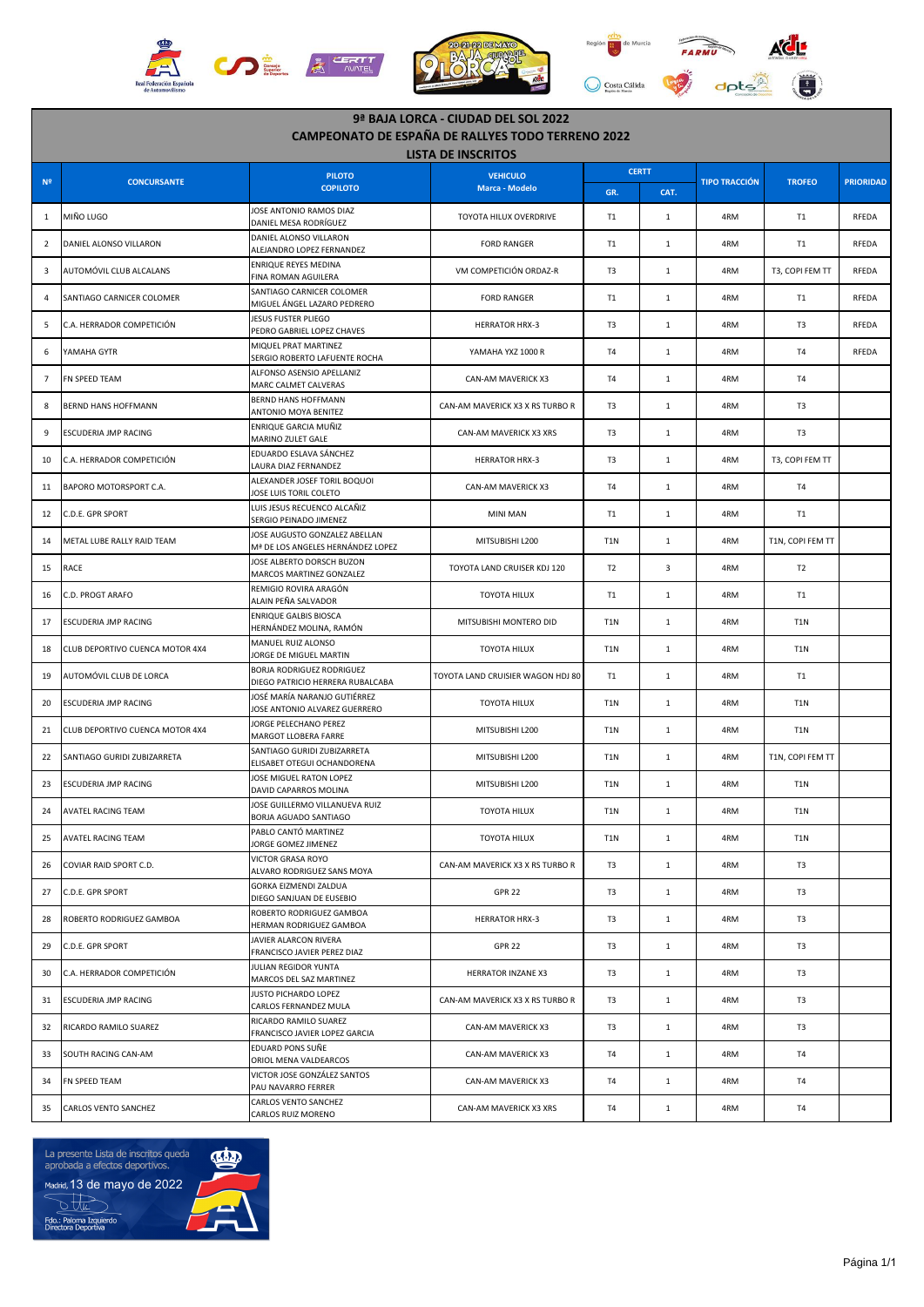# 9ª BAJA LORCA - CIUDAD DEL SOL 2022

## CAMPEONATO DE ESPAÑA DE RALLYES TODO TERRENO 2022

### LISTA DE INSCRITOS

| Nº | CONCURSANTE | PILOTO / COPILOTO | VEHICULO Marca - Modelo | CERTT GR. | CERTT CAT. | TIPO TRACCIÓN | TROFEO | PRIORIDAD |
|---|---|---|---|---|---|---|---|---|
| 1 | MIÑO LUGO | JOSE ANTONIO RAMOS DIAZ / DANIEL MESA RODRÍGUEZ | TOYOTA HILUX OVERDRIVE | T1 | 1 | 4RM | T1 | RFEDA |
| 2 | DANIEL ALONSO VILLARON | DANIEL ALONSO VILLARON / ALEJANDRO LOPEZ FERNANDEZ | FORD RANGER | T1 | 1 | 4RM | T1 | RFEDA |
| 3 | AUTOMÓVIL CLUB ALCALANS | ENRIQUE REYES MEDINA / FINA ROMAN AGUILERA | VM COMPETICIÓN ORDAZ-R | T3 | 1 | 4RM | T3, COPI FEM TT | RFEDA |
| 4 | SANTIAGO CARNICER COLOMER | SANTIAGO CARNICER COLOMER / MIGUEL ÁNGEL LAZARO PEDRERO | FORD RANGER | T1 | 1 | 4RM | T1 | RFEDA |
| 5 | C.A. HERRADOR COMPETICIÓN | JESUS FUSTER PLIEGO / PEDRO GABRIEL LOPEZ CHAVES | HERRATOR HRX-3 | T3 | 1 | 4RM | T3 | RFEDA |
| 6 | YAMAHA GYTR | MIQUEL PRAT MARTINEZ / SERGIO ROBERTO LAFUENTE ROCHA | YAMAHA YXZ 1000 R | T4 | 1 | 4RM | T4 | RFEDA |
| 7 | FN SPEED TEAM | ALFONSO ASENSIO APELLANIZ / MARC CALMET CALVERAS | CAN-AM MAVERICK X3 | T4 | 1 | 4RM | T4 | |
| 8 | BERND HANS HOFFMANN | BERND HANS HOFFMANN / ANTONIO MOYA BENITEZ | CAN-AM MAVERICK X3 X RS TURBO R | T3 | 1 | 4RM | T3 | |
| 9 | ESCUDERIA JMP RACING | ENRIQUE GARCIA MUÑIZ / MARINO ZULET GALE | CAN-AM MAVERICK X3 XRS | T3 | 1 | 4RM | T3 | |
| 10 | C.A. HERRADOR COMPETICIÓN | EDUARDO ESLAVA SÁNCHEZ / LAURA DIAZ FERNANDEZ | HERRATOR HRX-3 | T3 | 1 | 4RM | T3, COPI FEM TT | |
| 11 | BAPORO MOTORSPORT C.A. | ALEXANDER JOSEF TORIL BOQUOI / JOSE LUIS TORIL COLETO | CAN-AM MAVERICK X3 | T4 | 1 | 4RM | T4 | |
| 12 | C.D.E. GPR SPORT | LUIS JESUS RECUENCO ALCAÑIZ / SERGIO PEINADO JIMENEZ | MINI MAN | T1 | 1 | 4RM | T1 | |
| 14 | METAL LUBE RALLY RAID TEAM | JOSE AUGUSTO GONZALEZ ABELLAN / Mª DE LOS ANGELES HERNÁNDEZ LOPEZ | MITSUBISHI L200 | T1N | 1 | 4RM | T1N, COPI FEM TT | |
| 15 | RACE | JOSE ALBERTO DORSCH BUZON / MARCOS MARTINEZ GONZALEZ | TOYOTA LAND CRUISER KDJ 120 | T2 | 3 | 4RM | T2 | |
| 16 | C.D. PROGT ARAFO | REMIGIO ROVIRA ARAGÓN / ALAIN PEÑA SALVADOR | TOYOTA HILUX | T1 | 1 | 4RM | T1 | |
| 17 | ESCUDERIA JMP RACING | ENRIQUE GALBIS BIOSCA / HERNÁNDEZ MOLINA, RAMÓN | MITSUBISHI MONTERO DID | T1N | 1 | 4RM | T1N | |
| 18 | CLUB DEPORTIVO CUENCA MOTOR 4X4 | MANUEL RUIZ ALONSO / JORGE DE MIGUEL MARTIN | TOYOTA HILUX | T1N | 1 | 4RM | T1N | |
| 19 | AUTOMÓVIL CLUB DE LORCA | BORJA RODRIGUEZ RODRIGUEZ / DIEGO PATRICIO HERRERA RUBALCABA | TOYOTA LAND CRUISIER WAGON HDJ 80 | T1 | 1 | 4RM | T1 | |
| 20 | ESCUDERIA JMP RACING | JOSÉ MARÍA NARANJO GUTIÉRREZ / JOSE ANTONIO ALVAREZ GUERRERO | TOYOTA HILUX | T1N | 1 | 4RM | T1N | |
| 21 | CLUB DEPORTIVO CUENCA MOTOR 4X4 | JORGE PELECHANO PEREZ / MARGOT LLOBERA FARRE | MITSUBISHI L200 | T1N | 1 | 4RM | T1N | |
| 22 | SANTIAGO GURIDI ZUBIZARRETA | SANTIAGO GURIDI ZUBIZARRETA / ELISABET OTEGUI OCHANDORENA | MITSUBISHI L200 | T1N | 1 | 4RM | T1N, COPI FEM TT | |
| 23 | ESCUDERIA JMP RACING | JOSE MIGUEL RATON LOPEZ / DAVID CAPARROS MOLINA | MITSUBISHI L200 | T1N | 1 | 4RM | T1N | |
| 24 | AVATEL RACING TEAM | JOSE GUILLERMO VILLANUEVA RUIZ / BORJA AGUADO SANTIAGO | TOYOTA HILUX | T1N | 1 | 4RM | T1N | |
| 25 | AVATEL RACING TEAM | PABLO CANTÓ MARTINEZ / JORGE GOMEZ JIMENEZ | TOYOTA HILUX | T1N | 1 | 4RM | T1N | |
| 26 | COVIAR RAID SPORT C.D. | VICTOR GRASA ROYO / ALVARO RODRIGUEZ SANS MOYA | CAN-AM MAVERICK X3 X RS TURBO R | T3 | 1 | 4RM | T3 | |
| 27 | C.D.E. GPR SPORT | GORKA EIZMENDI ZALDUA / DIEGO SANJUAN DE EUSEBIO | GPR 22 | T3 | 1 | 4RM | T3 | |
| 28 | ROBERTO RODRIGUEZ GAMBOA | ROBERTO RODRIGUEZ GAMBOA / HERMAN RODRIGUEZ GAMBOA | HERRATOR HRX-3 | T3 | 1 | 4RM | T3 | |
| 29 | C.D.E. GPR SPORT | JAVIER ALARCON RIVERA / FRANCISCO JAVIER PEREZ DIAZ | GPR 22 | T3 | 1 | 4RM | T3 | |
| 30 | C.A. HERRADOR COMPETICIÓN | JULIAN REGIDOR YUNTA / MARCOS DEL SAZ MARTINEZ | HERRATOR INZANE X3 | T3 | 1 | 4RM | T3 | |
| 31 | ESCUDERIA JMP RACING | JUSTO PICHARDO LOPEZ / CARLOS FERNANDEZ MULA | CAN-AM MAVERICK X3 X RS TURBO R | T3 | 1 | 4RM | T3 | |
| 32 | RICARDO RAMILO SUAREZ | RICARDO RAMILO SUAREZ / FRANCISCO JAVIER LOPEZ GARCIA | CAN-AM MAVERICK X3 | T3 | 1 | 4RM | T3 | |
| 33 | SOUTH RACING CAN-AM | EDUARD PONS SUÑE / ORIOL MENA VALDEARCOS | CAN-AM MAVERICK X3 | T4 | 1 | 4RM | T4 | |
| 34 | FN SPEED TEAM | VICTOR JOSE GONZÁLEZ SANTOS / PAU NAVARRO FERRER | CAN-AM MAVERICK X3 | T4 | 1 | 4RM | T4 | |
| 35 | CARLOS VENTO SANCHEZ | CARLOS VENTO SANCHEZ / CARLOS RUIZ MORENO | CAN-AM MAVERICK X3 XRS | T4 | 1 | 4RM | T4 | |

La presente Lista de inscritos queda aprobada a efectos deportivos.

Madrid, 13 de mayo de 2022

Fdo.: Paloma Izquierdo
Directora Deportiva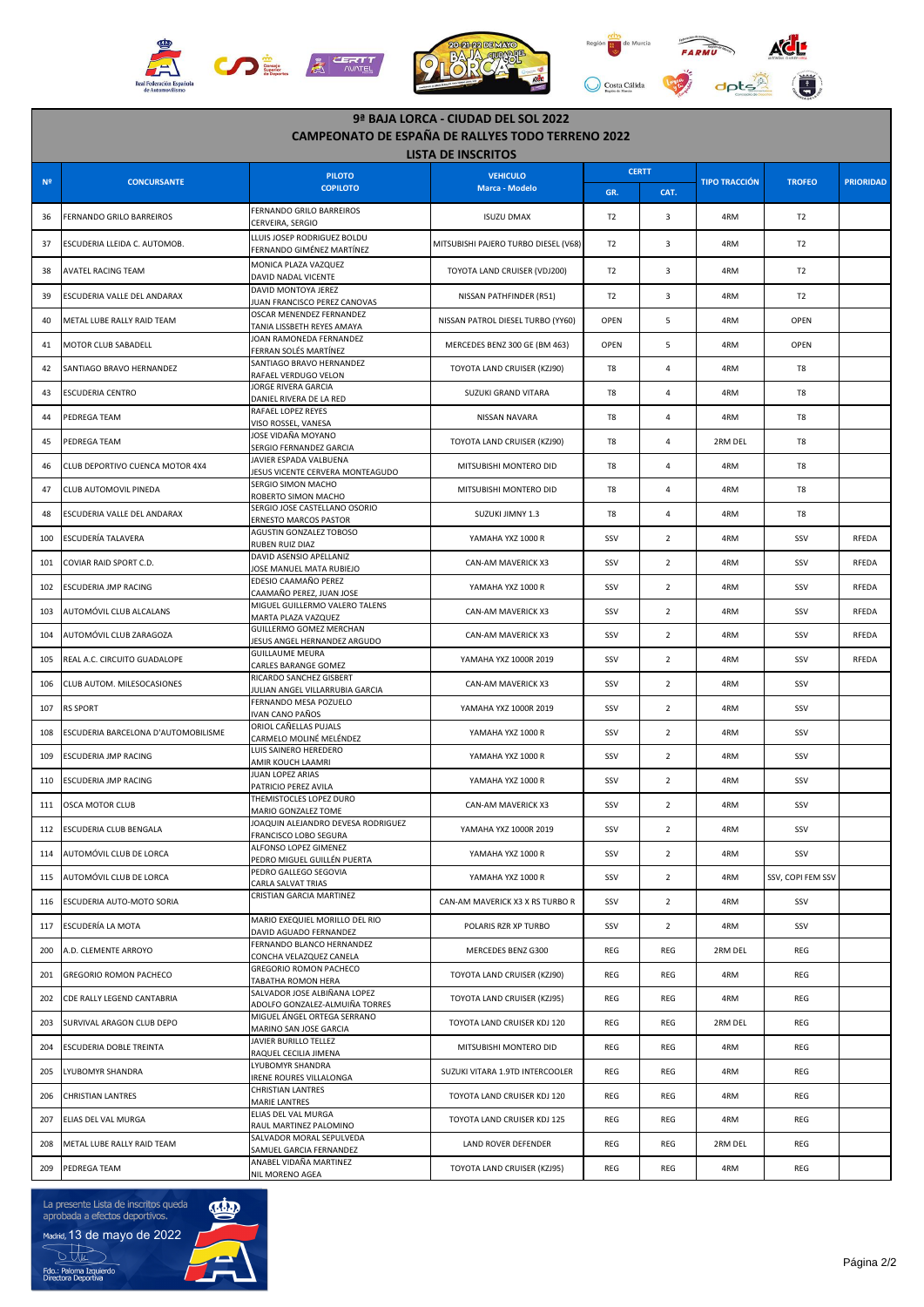# 9ª BAJA LORCA - CIUDAD DEL SOL 2022

## CAMPEONATO DE ESPAÑA DE RALLYES TODO TERRENO 2022

### LISTA DE INSCRITOS

| Nº | CONCURSANTE | PILOTO / COPILOTO | VEHICULO Marca - Modelo | CERTT GR. | CERTT CAT. | TIPO TRACCIÓN | TROFEO | PRIORIDAD |
|---|---|---|---|---|---|---|---|---|
| 36 | FERNANDO GRILO BARREIROS | FERNANDO GRILO BARREIROS / CERVEIRA, SERGIO | ISUZU DMAX | T2 | 3 | 4RM | T2 | |
| 37 | ESCUDERIA LLEIDA C. AUTOMOB. | LLUIS JOSEP RODRIGUEZ BOLDU / FERNANDO GIMÉNEZ MARTÍNEZ | MITSUBISHI PAJERO TURBO DIESEL (V68) | T2 | 3 | 4RM | T2 | |
| 38 | AVATEL RACING TEAM | MONICA PLAZA VAZQUEZ / DAVID NADAL VICENTE | TOYOTA LAND CRUISER (VDJ200) | T2 | 3 | 4RM | T2 | |
| 39 | ESCUDERIA VALLE DEL ANDARAX | DAVID MONTOYA JEREZ / JUAN FRANCISCO PEREZ CANOVAS | NISSAN PATHFINDER (R51) | T2 | 3 | 4RM | T2 | |
| 40 | METAL LUBE RALLY RAID TEAM | OSCAR MENENDEZ FERNANDEZ / TANIA LISSBETH REYES AMAYA | NISSAN PATROL DIESEL TURBO (YY60) | OPEN | 5 | 4RM | OPEN | |
| 41 | MOTOR CLUB SABADELL | JOAN RAMONEDA FERNANDEZ / FERRAN SOLÉS MARTÍNEZ | MERCEDES BENZ 300 GE (BM 463) | OPEN | 5 | 4RM | OPEN | |
| 42 | SANTIAGO BRAVO HERNANDEZ | SANTIAGO BRAVO HERNANDEZ / RAFAEL VERDUGO VELON | TOYOTA LAND CRUISER (KZJ90) | T8 | 4 | 4RM | T8 | |
| 43 | ESCUDERIA CENTRO | JORGE RIVERA GARCIA / DANIEL RIVERA DE LA RED | SUZUKI GRAND VITARA | T8 | 4 | 4RM | T8 | |
| 44 | PEDREGA TEAM | RAFAEL LOPEZ REYES / VISO ROSSEL, VANESA | NISSAN NAVARA | T8 | 4 | 4RM | T8 | |
| 45 | PEDREGA TEAM | JOSE VIDAÑA MOYANO / SERGIO FERNANDEZ GARCIA | TOYOTA LAND CRUISER (KZJ90) | T8 | 4 | 2RM DEL | T8 | |
| 46 | CLUB DEPORTIVO CUENCA MOTOR 4X4 | JAVIER ESPADA VALBUENA / JESUS VICENTE CERVERA MONTEAGUDO | MITSUBISHI MONTERO DID | T8 | 4 | 4RM | T8 | |
| 47 | CLUB AUTOMOVIL PINEDA | SERGIO SIMON MACHO / ROBERTO SIMON MACHO | MITSUBISHI MONTERO DID | T8 | 4 | 4RM | T8 | |
| 48 | ESCUDERIA VALLE DEL ANDARAX | SERGIO JOSE CASTELLANO OSORIO / ERNESTO MARCOS PASTOR | SUZUKI JIMNY 1.3 | T8 | 4 | 4RM | T8 | |
| 100 | ESCUDERÍA TALAVERA | AGUSTIN GONZALEZ TOBOSO / RUBEN RUIZ DIAZ | YAMAHA YXZ 1000 R | SSV | 2 | 4RM | SSV | RFEDA |
| 101 | COVIAR RAID SPORT C.D. | DAVID ASENSIO APELLANIZ / JOSE MANUEL MATA RUBIEJO | CAN-AM MAVERICK X3 | SSV | 2 | 4RM | SSV | RFEDA |
| 102 | ESCUDERIA JMP RACING | EDESIO CAAMAÑO PEREZ / CAAMAÑO PEREZ, JUAN JOSE | YAMAHA YXZ 1000 R | SSV | 2 | 4RM | SSV | RFEDA |
| 103 | AUTOMÓVIL CLUB ALCALANS | MIGUEL GUILLERMO VALERO TALENS / MARTA PLAZA VAZQUEZ | CAN-AM MAVERICK X3 | SSV | 2 | 4RM | SSV | RFEDA |
| 104 | AUTOMÓVIL CLUB ZARAGOZA | GUILLERMO GOMEZ MERCHAN / JESUS ANGEL HERNANDEZ ARGUDO | CAN-AM MAVERICK X3 | SSV | 2 | 4RM | SSV | RFEDA |
| 105 | REAL A.C. CIRCUITO GUADALOPE | GUILLAUME MEURA / CARLES BARANGE GOMEZ | YAMAHA YXZ 1000R 2019 | SSV | 2 | 4RM | SSV | RFEDA |
| 106 | CLUB AUTOM. MILESOCASIONES | RICARDO SANCHEZ GISBERT / JULIAN ANGEL VILLARRUBIA GARCIA | CAN-AM MAVERICK X3 | SSV | 2 | 4RM | SSV | |
| 107 | RS SPORT | FERNANDO MESA POZUELO / IVAN CANO PAÑOS | YAMAHA YXZ 1000R 2019 | SSV | 2 | 4RM | SSV | |
| 108 | ESCUDERIA BARCELONA D'AUTOMOBILISME | ORIOL CAÑELLAS PUJALS / CARMELO MOLINÉ MELÉNDEZ | YAMAHA YXZ 1000 R | SSV | 2 | 4RM | SSV | |
| 109 | ESCUDERIA JMP RACING | LUIS SAINERO HEREDERO / AMIR KOUCH LAAMRI | YAMAHA YXZ 1000 R | SSV | 2 | 4RM | SSV | |
| 110 | ESCUDERIA JMP RACING | JUAN LOPEZ ARIAS / PATRICIO PEREZ AVILA | YAMAHA YXZ 1000 R | SSV | 2 | 4RM | SSV | |
| 111 | OSCA MOTOR CLUB | THEMISTOCLES LOPEZ DURO / MARIO GONZALEZ TOME | CAN-AM MAVERICK X3 | SSV | 2 | 4RM | SSV | |
| 112 | ESCUDERIA CLUB BENGALA | JOAQUIN ALEJANDRO DEVESA RODRIGUEZ / FRANCISCO LOBO SEGURA | YAMAHA YXZ 1000R 2019 | SSV | 2 | 4RM | SSV | |
| 114 | AUTOMÓVIL CLUB DE LORCA | ALFONSO LOPEZ GIMENEZ / PEDRO MIGUEL GUILLÉN PUERTA | YAMAHA YXZ 1000 R | SSV | 2 | 4RM | SSV | |
| 115 | AUTOMÓVIL CLUB DE LORCA | PEDRO GALLEGO SEGOVIA / CARLA SALVAT TRIAS | YAMAHA YXZ 1000 R | SSV | 2 | 4RM | SSV, COPI FEM SSV | |
| 116 | ESCUDERIA AUTO-MOTO SORIA | CRISTIAN GARCIA MARTINEZ | CAN-AM MAVERICK X3 X RS TURBO R | SSV | 2 | 4RM | SSV | |
| 117 | ESCUDERÍA LA MOTA | MARIO EXEQUIEL MORILLO DEL RIO / DAVID AGUADO FERNANDEZ | POLARIS RZR XP TURBO | SSV | 2 | 4RM | SSV | |
| 200 | A.D. CLEMENTE ARROYO | FERNANDO BLANCO HERNANDEZ / CONCHA VELAZQUEZ CANELA | MERCEDES BENZ G300 | REG | REG | 2RM DEL | REG | |
| 201 | GREGORIO ROMON PACHECO | GREGORIO ROMON PACHECO / TABATHA ROMON HERA | TOYOTA LAND CRUISER (KZJ90) | REG | REG | 4RM | REG | |
| 202 | CDE RALLY LEGEND CANTABRIA | SALVADOR JOSE ALBIÑANA LOPEZ / ADOLFO GONZALEZ-ALMUIÑA TORRES | TOYOTA LAND CRUISER (KZJ95) | REG | REG | 4RM | REG | |
| 203 | SURVIVAL ARAGON CLUB DEPO | MIGUEL ÁNGEL ORTEGA SERRANO / MARINO SAN JOSE GARCIA | TOYOTA LAND CRUISER KDJ 120 | REG | REG | 2RM DEL | REG | |
| 204 | ESCUDERIA DOBLE TREINTA | JAVIER BURILLO TELLEZ / RAQUEL CECILIA JIMENA | MITSUBISHI MONTERO DID | REG | REG | 4RM | REG | |
| 205 | LYUBOMYR SHANDRA | LYUBOMYR SHANDRA / IRENE ROURES VILLALONGA | SUZUKI VITARA 1.9TD INTERCOOLER | REG | REG | 4RM | REG | |
| 206 | CHRISTIAN LANTRES | CHRISTIAN LANTRES / MARIE LANTRES | TOYOTA LAND CRUISER KDJ 120 | REG | REG | 4RM | REG | |
| 207 | ELIAS DEL VAL MURGA | ELIAS DEL VAL MURGA / RAUL MARTINEZ PALOMINO | TOYOTA LAND CRUISER KDJ 125 | REG | REG | 4RM | REG | |
| 208 | METAL LUBE RALLY RAID TEAM | SALVADOR MORAL SEPULVEDA / SAMUEL GARCIA FERNANDEZ | LAND ROVER DEFENDER | REG | REG | 2RM DEL | REG | |
| 209 | PEDREGA TEAM | ANABEL VIDAÑA MARTINEZ / NIL MORENO AGEA | TOYOTA LAND CRUISER (KZJ95) | REG | REG | 4RM | REG | |

La presente Lista de inscritos queda aprobada a efectos deportivos.

Madrid, 13 de mayo de 2022

Fdo.: Paloma Izquierdo
Directora Deportiva